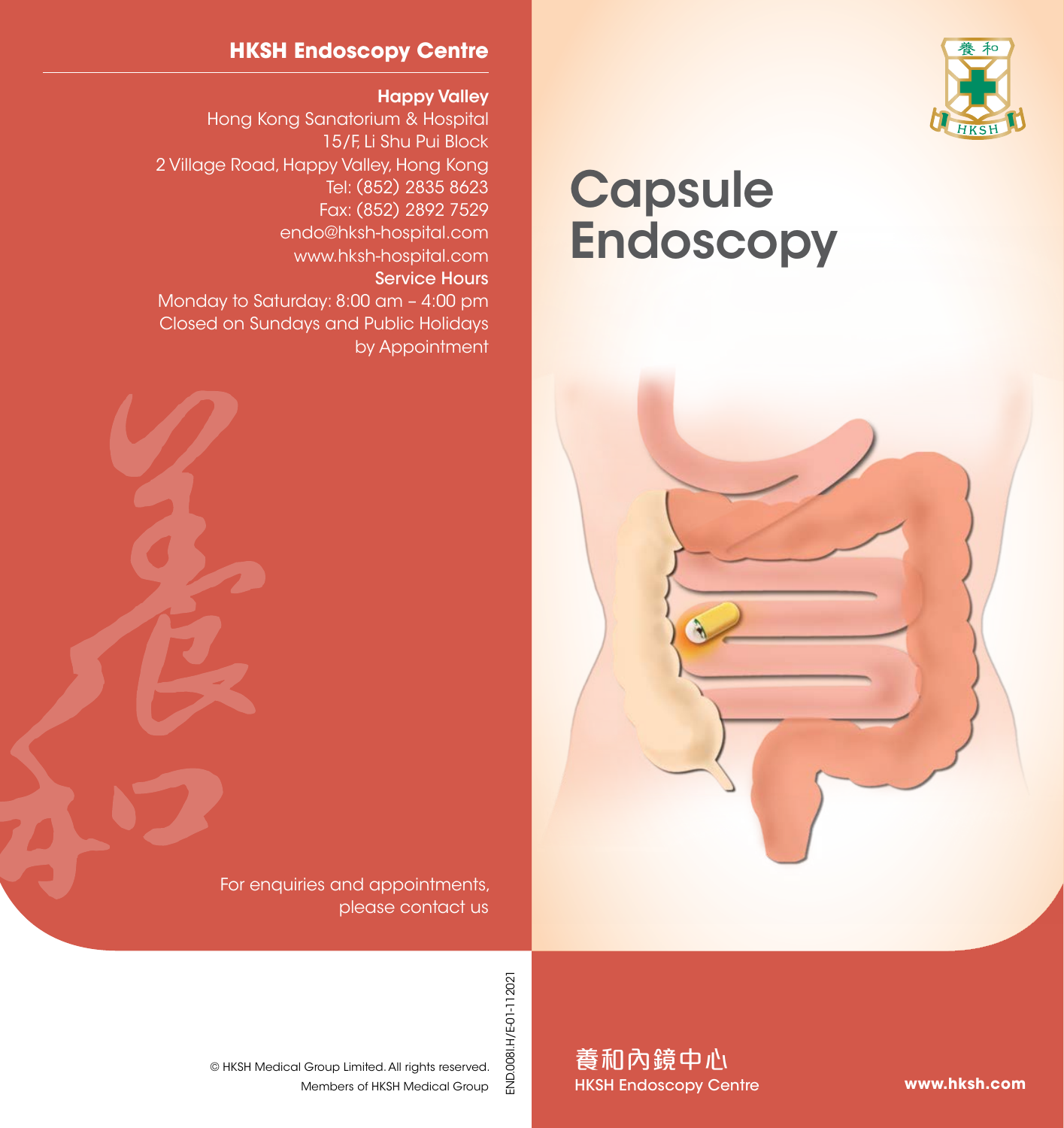# Capsule Endoscopy

## HKSH Endoscopy Centre

**Happy Valley**
Hong Kong Sanatorium & Hospital
15/F, Li Shu Pui Block
2 Village Road, Happy Valley, Hong Kong
Tel: (852) 2835 8623
Fax: (852) 2892 7529
endo@hksh-hospital.com
www.hksh-hospital.com

**Service Hours**
Monday to Saturday: 8:00 am – 4:00 pm
Closed on Sundays and Public Holidays
by Appointment

For enquiries and appointments, please contact us

© HKSH Medical Group Limited. All rights reserved.
Members of HKSH Medical Group

END.008I.H/E-01-112021

養和內鏡中心
HKSH Endoscopy Centre

**www.hksh.com**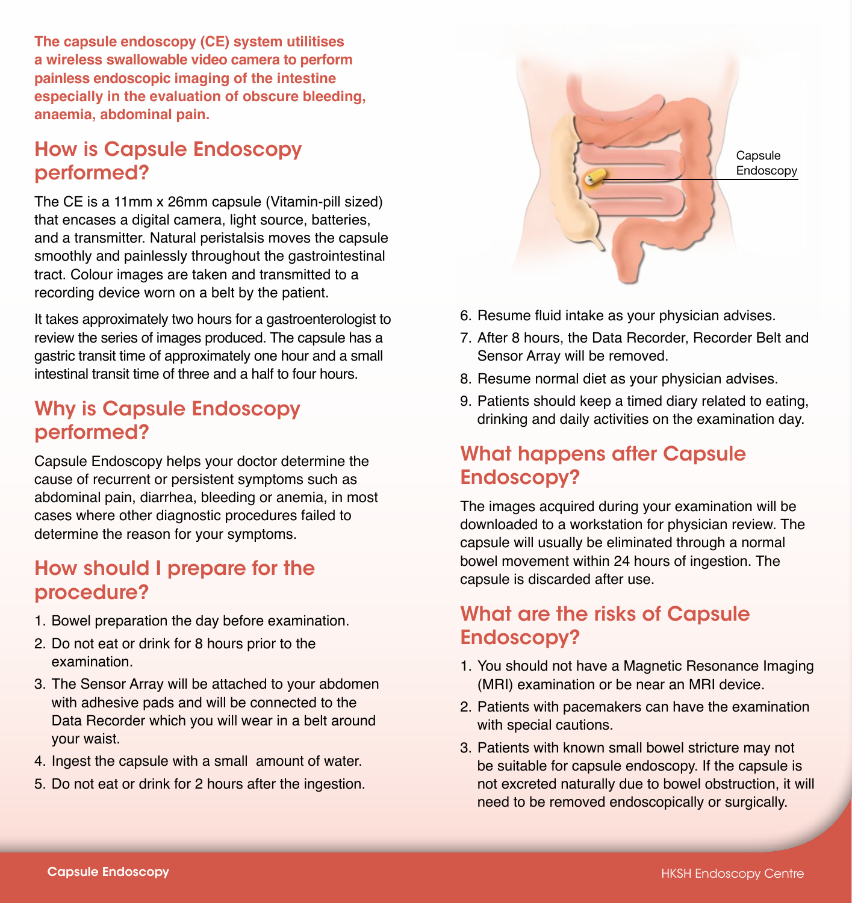**The capsule endoscopy (CE) system utilitises a wireless swallowable video camera to perform painless endoscopic imaging of the intestine especially in the evaluation of obscure bleeding, anaemia, abdominal pain.**

## How is Capsule Endoscopy performed?

The CE is a 11mm x 26mm capsule (Vitamin-pill sized) that encases a digital camera, light source, batteries, and a transmitter. Natural peristalsis moves the capsule smoothly and painlessly throughout the gastrointestinal tract. Colour images are taken and transmitted to a recording device worn on a belt by the patient.

It takes approximately two hours for a gastroenterologist to review the series of images produced. The capsule has a gastric transit time of approximately one hour and a small intestinal transit time of three and a half to four hours.

## Why is Capsule Endoscopy performed?

Capsule Endoscopy helps your doctor determine the cause of recurrent or persistent symptoms such as abdominal pain, diarrhea, bleeding or anemia, in most cases where other diagnostic procedures failed to determine the reason for your symptoms.

## How should I prepare for the procedure?

1. Bowel preparation the day before examination.
2. Do not eat or drink for 8 hours prior to the examination.
3. The Sensor Array will be attached to your abdomen with adhesive pads and will be connected to the Data Recorder which you will wear in a belt around your waist.
4. Ingest the capsule with a small amount of water.
5. Do not eat or drink for 2 hours after the ingestion.

Capsule Endoscopy

6. Resume fluid intake as your physician advises.
7. After 8 hours, the Data Recorder, Recorder Belt and Sensor Array will be removed.
8. Resume normal diet as your physician advises.
9. Patients should keep a timed diary related to eating, drinking and daily activities on the examination day.

## What happens after Capsule Endoscopy?

The images acquired during your examination will be downloaded to a workstation for physician review. The capsule will usually be eliminated through a normal bowel movement within 24 hours of ingestion. The capsule is discarded after use.

## What are the risks of Capsule Endoscopy?

1. You should not have a Magnetic Resonance Imaging (MRI) examination or be near an MRI device.
2. Patients with pacemakers can have the examination with special cautions.
3. Patients with known small bowel stricture may not be suitable for capsule endoscopy. If the capsule is not excreted naturally due to bowel obstruction, it will need to be removed endoscopically or surgically.